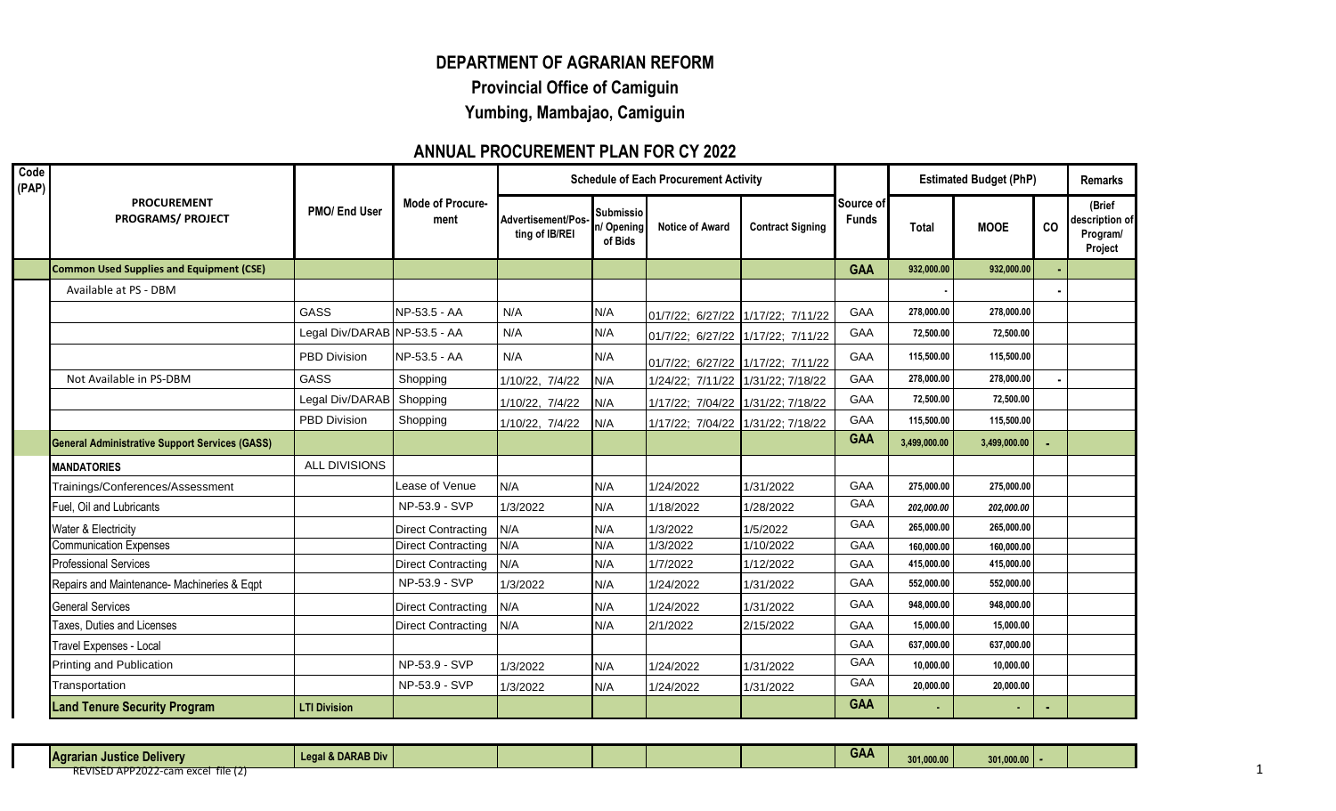# DEPARTMENT OF AGRARIAN REFORM

## Provincial Office of Camiguin

## Yumbing, Mambajao, Camiguin

## ANNUAL PROCUREMENT PLAN FOR CY 2022

| Code (PAP) | PROCUREMENT PROGRAMS/ PROJECT | PMO/ End User | Mode of Procure-ment | Schedule of Each Procurement Activity | | | | Source of Funds | Estimated Budget (PhP) | | | Remarks |
|---|---|---|---|---|---|---|---|---|---|---|---|---|
| | | | | Advertisement/Pos-ting of IB/REI | Submission/ Opening of Bids | Notice of Award | Contract Signing | | Total | MOOE | CO | (Brief description of Program/ Project |
| | **Common Used Supplies and Equipment (CSE)** | | | | | | | **GAA** | 932,000.00 | 932,000.00 | - | |
| | Available at PS - DBM | | | | | | | | - | | - | |
| | | GASS | NP-53.5 - AA | N/A | N/A | 01/7/22; 6/27/22 | 1/17/22; 7/11/22 | GAA | 278,000.00 | 278,000.00 | | |
| | | Legal Div/DARAB | NP-53.5 - AA | N/A | N/A | 01/7/22; 6/27/22 | 1/17/22; 7/11/22 | GAA | 72,500.00 | 72,500.00 | | |
| | | PBD Division | NP-53.5 - AA | N/A | N/A | 01/7/22; 6/27/22 | 1/17/22; 7/11/22 | GAA | 115,500.00 | 115,500.00 | | |
| | Not Available in PS-DBM | GASS | Shopping | 1/10/22, 7/4/22 | N/A | 1/24/22; 7/11/22 | 1/31/22; 7/18/22 | GAA | 278,000.00 | 278,000.00 | - | |
| | | Legal Div/DARAB | Shopping | 1/10/22, 7/4/22 | N/A | 1/17/22; 7/04/22 | 1/31/22; 7/18/22 | GAA | 72,500.00 | 72,500.00 | | |
| | | PBD Division | Shopping | 1/10/22, 7/4/22 | N/A | 1/17/22; 7/04/22 | 1/31/22; 7/18/22 | GAA | 115,500.00 | 115,500.00 | | |
| | **General Administrative Support Services (GASS)** | | | | | | | **GAA** | 3,499,000.00 | 3,499,000.00 | - | |
| | **MANDATORIES** | ALL DIVISIONS | | | | | | | | | | |
| | Trainings/Conferences/Assessment | | Lease of Venue | N/A | N/A | 1/24/2022 | 1/31/2022 | GAA | 275,000.00 | 275,000.00 | | |
| | Fuel, Oil and Lubricants | | NP-53.9 - SVP | 1/3/2022 | N/A | 1/18/2022 | 1/28/2022 | GAA | 202,000.00 | 202,000.00 | | |
| | Water & Electricity | | Direct Contracting | N/A | N/A | 1/3/2022 | 1/5/2022 | GAA | 265,000.00 | 265,000.00 | | |
| | Communication Expenses | | Direct Contracting | N/A | N/A | 1/3/2022 | 1/10/2022 | GAA | 160,000.00 | 160,000.00 | | |
| | Professional Services | | Direct Contracting | N/A | N/A | 1/7/2022 | 1/12/2022 | GAA | 415,000.00 | 415,000.00 | | |
| | Repairs and Maintenance- Machineries & Eqpt | | NP-53.9 - SVP | 1/3/2022 | N/A | 1/24/2022 | 1/31/2022 | GAA | 552,000.00 | 552,000.00 | | |
| | General Services | | Direct Contracting | N/A | N/A | 1/24/2022 | 1/31/2022 | GAA | 948,000.00 | 948,000.00 | | |
| | Taxes, Duties and Licenses | | Direct Contracting | N/A | N/A | 2/1/2022 | 2/15/2022 | GAA | 15,000.00 | 15,000.00 | | |
| | Travel Expenses - Local | | | | | | | GAA | 637,000.00 | 637,000.00 | | |
| | Printing and Publication | | NP-53.9 - SVP | 1/3/2022 | N/A | 1/24/2022 | 1/31/2022 | GAA | 10,000.00 | 10,000.00 | | |
| | Transportation | | NP-53.9 - SVP | 1/3/2022 | N/A | 1/24/2022 | 1/31/2022 | GAA | 20,000.00 | 20,000.00 | | |
| | **Land Tenure Security Program** | **LTI Division** | | | | | | **GAA** | - | - | - | |
| | **Agrarian Justice Delivery** | **Legal & DARAB Div** | | | | | | **GAA** | 301,000.00 | 301,000.00 | - | |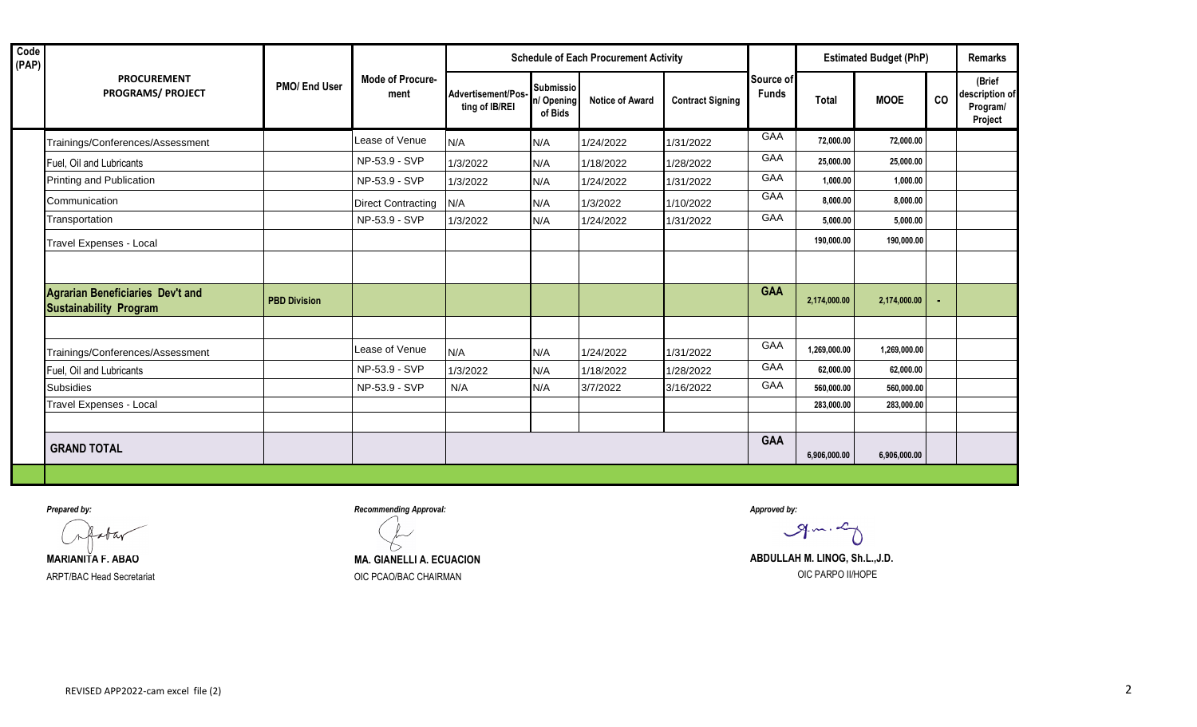| Code (PAP) | PROCUREMENT PROGRAMS/ PROJECT | PMO/ End User | Mode of Procure-ment | Schedule of Each Procurement Activity | | | | Source of Funds | Estimated Budget (PhP) | | | Remarks |
|---|---|---|---|---|---|---|---|---|---|---|---|---|
| | | | | Advertisement/Pos-ting of IB/REI | Submission/ Opening of Bids | Notice of Award | Contract Signing | | Total | MOOE | CO | (Brief description of Program/ Project |
| | Trainings/Conferences/Assessment | | Lease of Venue | N/A | N/A | 1/24/2022 | 1/31/2022 | GAA | 72,000.00 | 72,000.00 | | |
| | Fuel, Oil and Lubricants | | NP-53.9 - SVP | 1/3/2022 | N/A | 1/18/2022 | 1/28/2022 | GAA | 25,000.00 | 25,000.00 | | |
| | Printing and Publication | | NP-53.9 - SVP | 1/3/2022 | N/A | 1/24/2022 | 1/31/2022 | GAA | 1,000.00 | 1,000.00 | | |
| | Communication | | Direct Contracting | N/A | N/A | 1/3/2022 | 1/10/2022 | GAA | 8,000.00 | 8,000.00 | | |
| | Transportation | | NP-53.9 - SVP | 1/3/2022 | N/A | 1/24/2022 | 1/31/2022 | GAA | 5,000.00 | 5,000.00 | | |
| | Travel Expenses - Local | | | | | | | | 190,000.00 | 190,000.00 | | |
| | | | | | | | | | | | | |
| | **Agrarian Beneficiaries Dev't and Sustainability Program** | **PBD Division** | | | | | | **GAA** | **2,174,000.00** | **2,174,000.00** | **-** | |
| | | | | | | | | | | | | |
| | Trainings/Conferences/Assessment | | Lease of Venue | N/A | N/A | 1/24/2022 | 1/31/2022 | GAA | 1,269,000.00 | 1,269,000.00 | | |
| | Fuel, Oil and Lubricants | | NP-53.9 - SVP | 1/3/2022 | N/A | 1/18/2022 | 1/28/2022 | GAA | 62,000.00 | 62,000.00 | | |
| | Subsidies | | NP-53.9 - SVP | N/A | N/A | 3/7/2022 | 3/16/2022 | GAA | 560,000.00 | 560,000.00 | | |
| | Travel Expenses - Local | | | | | | | | 283,000.00 | 283,000.00 | | |
| | | | | | | | | | | | | |
| | **GRAND TOTAL** | | | | | | | **GAA** | 6,906,000.00 | 6,906,000.00 | | |

*Prepared by:*

**MARIANITA F. ABAO**
ARPT/BAC Head Secretariat

*Recommending Approval:*

**MA. GIANELLI A. ECUACION**
OIC PCAO/BAC CHAIRMAN

*Approved by:*

**ABDULLAH M. LINOG, Sh.L.,J.D.**
OIC PARPO II/HOPE

REVISED APP2022-cam excel file (2)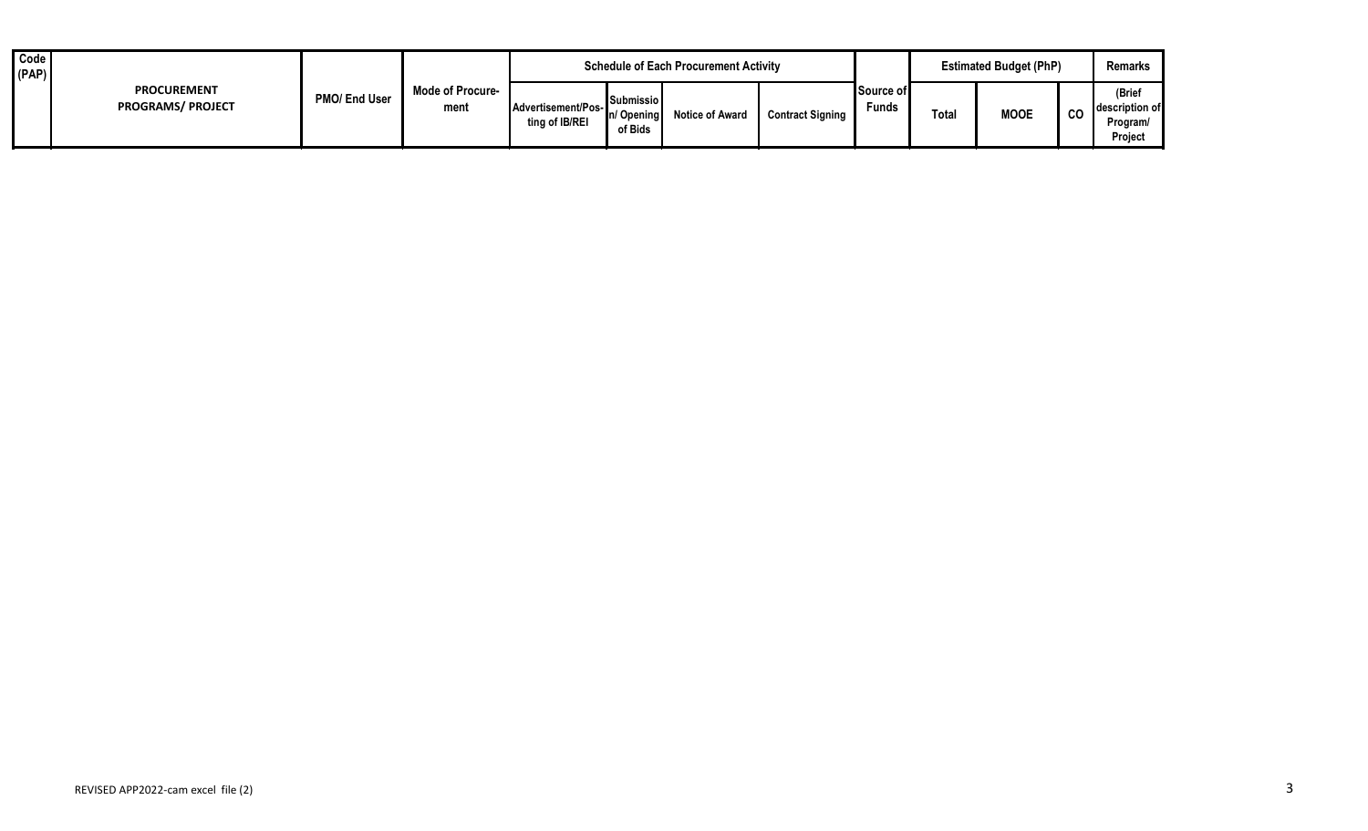| Code (PAP) | PROCUREMENT PROGRAMS/ PROJECT | PMO/ End User | Mode of Procure-ment | Schedule of Each Procurement Activity | | | | Source of Funds | Estimated Budget (PhP) | | | Remarks |
|---|---|---|---|---|---|---|---|---|---|---|---|---|
| | | | | Advertisement/Pos-ting of IB/REI | Submission/ Opening of Bids | Notice of Award | Contract Signing | | Total | MOOE | CO | (Brief description of Program/ Project |